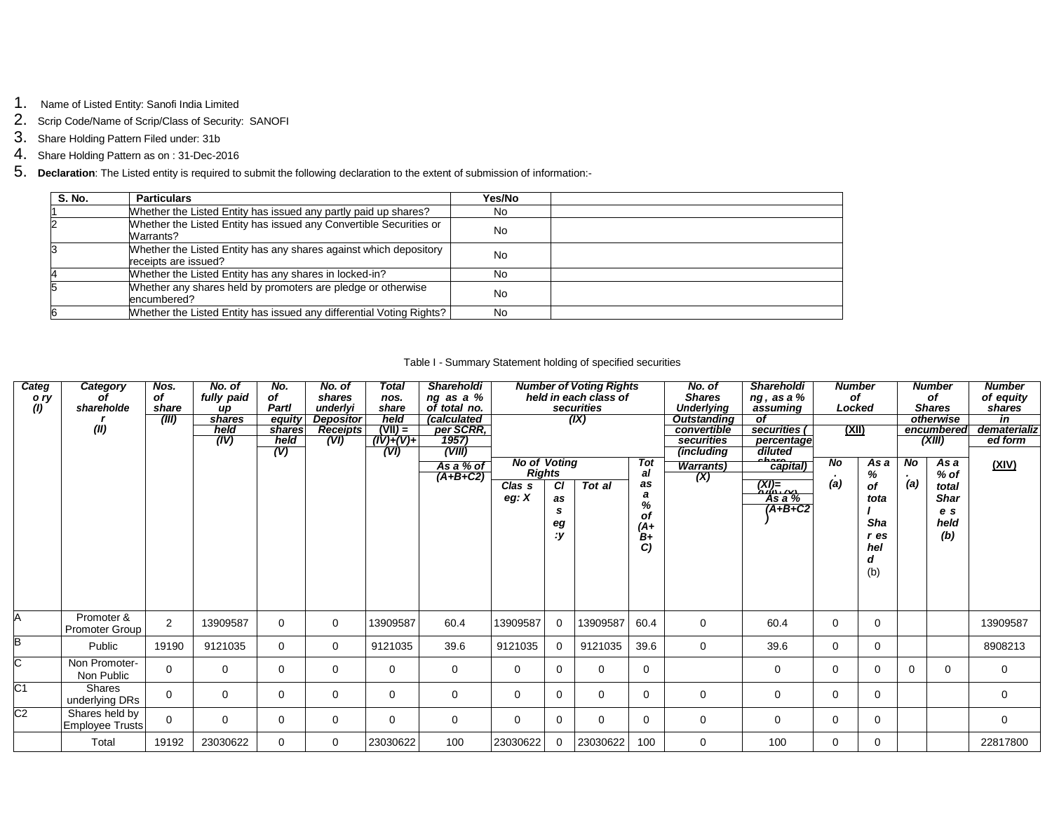1. Name of Listed Entity: Sanofi India Limited
2. Scrip Code/Name of Scrip/Class of Security: SANOFI
3. Share Holding Pattern Filed under: 31b
4. Share Holding Pattern as on : 31-Dec-2016
5. **Declaration**: The Listed entity is required to submit the following declaration to the extent of submission of information:-

| S. No. | Particulars | Yes/No | |
|---|---|---|---|
| 1 | Whether the Listed Entity has issued any partly paid up shares? | No | |
| 2 | Whether the Listed Entity has issued any Convertible Securities or Warrants? | No | |
| 3 | Whether the Listed Entity has any shares against which depository receipts are issued? | No | |
| 4 | Whether the Listed Entity has any shares in locked-in? | No | |
| 5 | Whether any shares held by promoters are pledge or otherwise encumbered? | No | |
| 6 | Whether the Listed Entity has issued any differential Voting Rights? | No | |

Table I - Summary Statement holding of specified securities

| Category (I) | Category of shareholder (II) | Nos. of share (III) | No. of fully paid up shares held (IV) | No. of Partl equity shares held (V) | No. of shares underlyi Depositor Receipts (VI) | Total nos. share held (VII) = (IV)+(V)+ (VI) | Shareholding as a % of total no. (calculated per SCRR, 1957) (VIII) As a % of (A+B+C2) | Number of Voting Rights held in each class of securities (IX) | | | | No. of Shares Underlying Outstanding convertible securities (including Warrants) (X) | Shareholding , as a % assuming of securities ( percentage diluted share capital) (XI)= (VII)+(X) As a % (A+B+C2) | Number of Locked (XII) | | Number of Shares otherwise encumbered (XIII) | | Number of equity shares in dematerialized form (XIV) |
|---|---|---|---|---|---|---|---|---|---|---|---|---|---|---|---|---|---|---|
| | | | | | | | | No of Voting Rights | | | Total as a % of (A+B+C) | | | No. (a) | As a % of total Shares held (b) | No. (a) | As a % of total Shares held (b) | |
| | | | | | | | | Class eg: X | Class eg :y | Total | | | | | | | | |
| A | Promoter & Promoter Group | 2 | 13909587 | 0 | 0 | 13909587 | 60.4 | 13909587 | 0 | 13909587 | 60.4 | 0 | 60.4 | 0 | 0 | | | 13909587 |
| B | Public | 19190 | 9121035 | 0 | 0 | 9121035 | 39.6 | 9121035 | 0 | 9121035 | 39.6 | 0 | 39.6 | 0 | 0 | | | 8908213 |
| C | Non Promoter-Non Public | 0 | 0 | 0 | 0 | 0 | 0 | 0 | 0 | 0 | 0 | | 0 | 0 | 0 | 0 | 0 | 0 |
| C1 | Shares underlying DRs | 0 | 0 | 0 | 0 | 0 | 0 | 0 | 0 | 0 | 0 | 0 | 0 | 0 | 0 | | | 0 |
| C2 | Shares held by Employee Trusts | 0 | 0 | 0 | 0 | 0 | 0 | 0 | 0 | 0 | 0 | 0 | 0 | 0 | 0 | | | 0 |
| | Total | 19192 | 23030622 | 0 | 0 | 23030622 | 100 | 23030622 | 0 | 23030622 | 100 | 0 | 100 | 0 | 0 | | | 22817800 |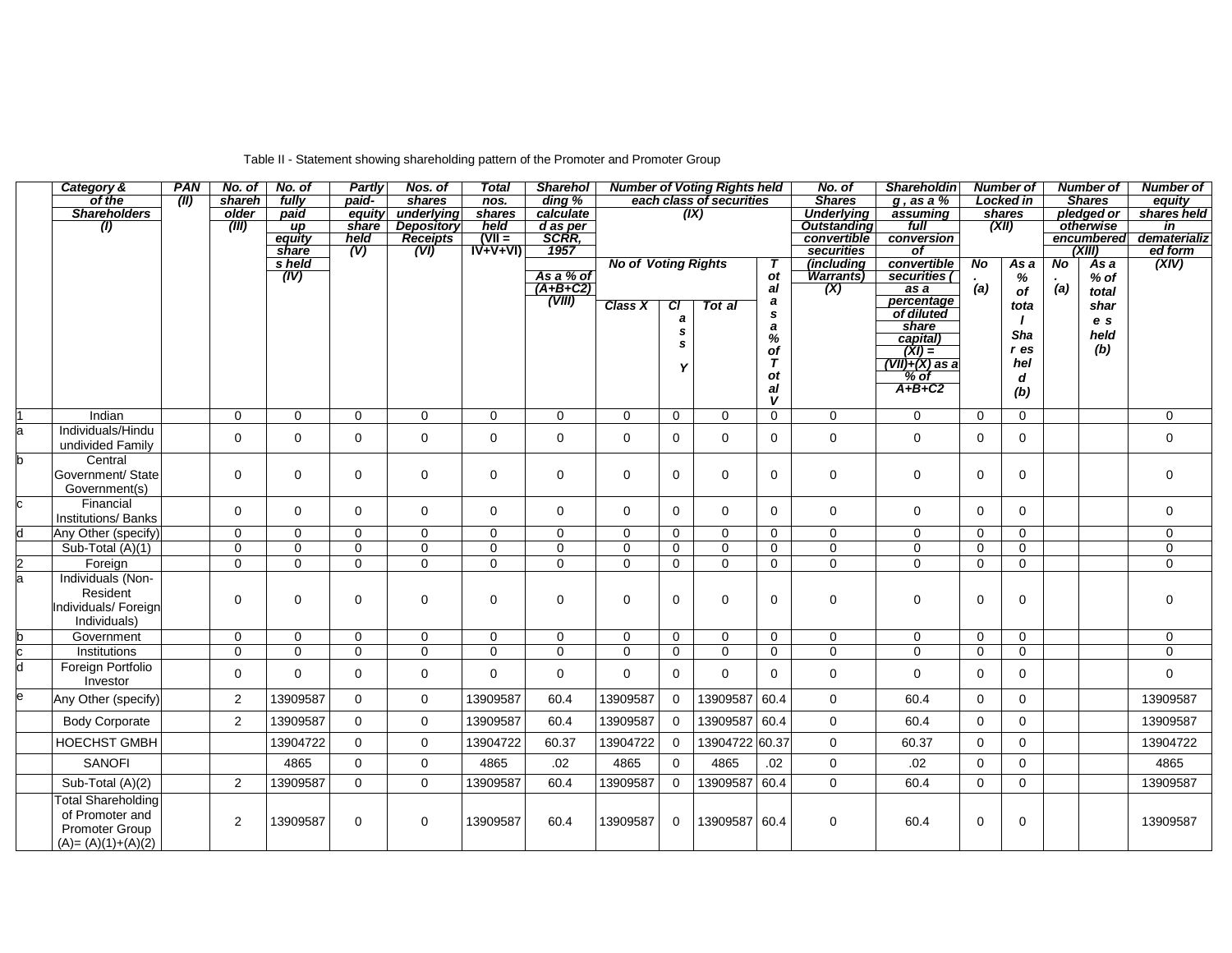Table II - Statement showing shareholding pattern of the Promoter and Promoter Group

| | Category & of the Shareholders (I) | PAN (II) | No. of shareholder (III) | No. of fully paid up equity shares held (IV) | Partly paid-up equity share held (V) | Nos. of shares underlying Depository Receipts (VI) | Total nos. shares held (VII = IV+V+VI) | Shareholding % calculated as per SCRR, 1957 As a % of (A+B+C2) (VIII) | Number of Voting Rights held in each class of securities (IX) | | | | No. of Shares Underlying Outstanding convertible securities (including Warrants) (X) | Shareholding, as a % assuming full conversion of convertible securities ( as a percentage of diluted share capital) (XI) = (VII)+(X) as a % of A+B+C2 | Number of Locked in shares (XII) | | Number of Shares pledged or otherwise encumbered (XIII) | | Number of equity shares held in dematerialized form (XIV) |
|---|---|---|---|---|---|---|---|---|---|---|---|---|---|---|---|---|---|---|---|
| | | | | | | | | | No of Voting Rights | | | Total as a % of Total V | | | No. (a) | As a % of total Shares held (b) | No. (a) | As a % of total shares held (b) | |
| | | | | | | | | | Class X | Class Y | Total | | | | | | | | |
| 1 | Indian | | 0 | 0 | 0 | 0 | 0 | 0 | 0 | 0 | 0 | 0 | 0 | 0 | 0 | 0 | | | 0 |
| a | Individuals/Hindu undivided Family | | 0 | 0 | 0 | 0 | 0 | 0 | 0 | 0 | 0 | 0 | 0 | 0 | 0 | 0 | | | 0 |
| b | Central Government/ State Government(s) | | 0 | 0 | 0 | 0 | 0 | 0 | 0 | 0 | 0 | 0 | 0 | 0 | 0 | 0 | | | 0 |
| c | Financial Institutions/ Banks | | 0 | 0 | 0 | 0 | 0 | 0 | 0 | 0 | 0 | 0 | 0 | 0 | 0 | 0 | | | 0 |
| d | Any Other (specify) | | 0 | 0 | 0 | 0 | 0 | 0 | 0 | 0 | 0 | 0 | 0 | 0 | 0 | 0 | | | 0 |
| | Sub-Total (A)(1) | | 0 | 0 | 0 | 0 | 0 | 0 | 0 | 0 | 0 | 0 | 0 | 0 | 0 | 0 | | | 0 |
| 2 | Foreign | | 0 | 0 | 0 | 0 | 0 | 0 | 0 | 0 | 0 | 0 | 0 | 0 | 0 | 0 | | | 0 |
| a | Individuals (Non-Resident Individuals/ Foreign Individuals) | | 0 | 0 | 0 | 0 | 0 | 0 | 0 | 0 | 0 | 0 | 0 | 0 | 0 | 0 | | | 0 |
| b | Government | | 0 | 0 | 0 | 0 | 0 | 0 | 0 | 0 | 0 | 0 | 0 | 0 | 0 | 0 | | | 0 |
| c | Institutions | | 0 | 0 | 0 | 0 | 0 | 0 | 0 | 0 | 0 | 0 | 0 | 0 | 0 | 0 | | | 0 |
| d | Foreign Portfolio Investor | | 0 | 0 | 0 | 0 | 0 | 0 | 0 | 0 | 0 | 0 | 0 | 0 | 0 | 0 | | | 0 |
| e | Any Other (specify) | | 2 | 13909587 | 0 | 0 | 13909587 | 60.4 | 13909587 | 0 | 13909587 | 60.4 | 0 | 60.4 | 0 | 0 | | | 13909587 |
| | Body Corporate | | 2 | 13909587 | 0 | 0 | 13909587 | 60.4 | 13909587 | 0 | 13909587 | 60.4 | 0 | 60.4 | 0 | 0 | | | 13909587 |
| | HOECHST GMBH | | | 13904722 | 0 | 0 | 13904722 | 60.37 | 13904722 | 0 | 13904722 | 60.37 | 0 | 60.37 | 0 | 0 | | | 13904722 |
| | SANOFI | | | 4865 | 0 | 0 | 4865 | .02 | 4865 | 0 | 4865 | .02 | 0 | .02 | 0 | 0 | | | 4865 |
| | Sub-Total (A)(2) | | 2 | 13909587 | 0 | 0 | 13909587 | 60.4 | 13909587 | 0 | 13909587 | 60.4 | 0 | 60.4 | 0 | 0 | | | 13909587 |
| | Total Shareholding of Promoter and Promoter Group (A)= (A)(1)+(A)(2) | | 2 | 13909587 | 0 | 0 | 13909587 | 60.4 | 13909587 | 0 | 13909587 | 60.4 | 0 | 60.4 | 0 | 0 | | | 13909587 |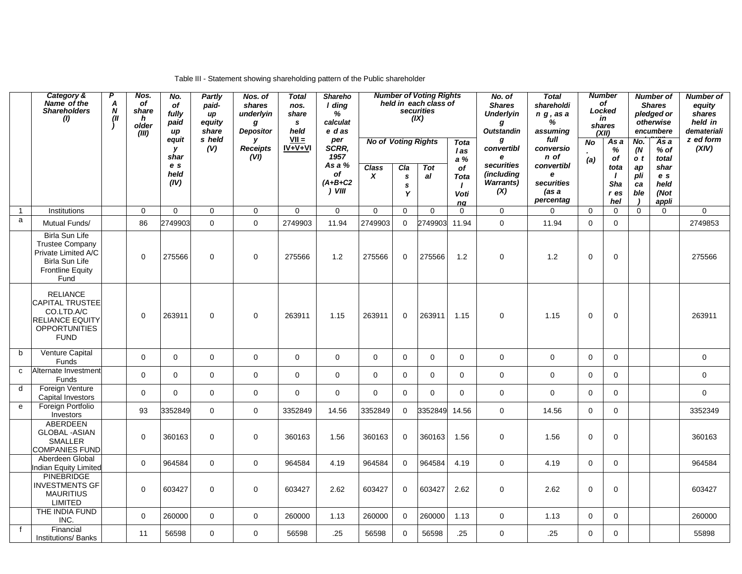Table III - Statement showing shareholding pattern of the Public shareholder

| | Category & Name of the Shareholders (I) | PAN (II) | Nos. of shareholder (III) | No. of fully paid up equity shares held (IV) | Partly paid-up equity shares held (V) | Nos. of shares underlying Depository Receipts (VI) | Total nos. shares held VII = IV+V+VI | Shareholding % calculated as per SCRR, 1957 As a % of (A+B+C2) VIII | Number of Voting Rights held in each class of securities (IX) | | | | No. of Shares Underlying Outstanding convertible securities (including Warrants) (X) | Total shareholding, as a % assuming full conversion of convertible securities (as a percentag | Number of Locked in shares (XII) | | Number of Shares pledged or otherwise encumbered | | Number of equity shares held in dematerialized form (XIV) |
|---|---|---|---|---|---|---|---|---|---|---|---|---|---|---|---|---|---|---|---|
| | | | | | | | | | No of Voting Rights | | | Total as a % of Total Voting | | | No. (a) | As a % of total Shares held | No. (Not applicable) | As a % of total shares held (Not appli | |
| | | | | | | | | | Class X | Class Y | Total | | | | | | | | |
| 1 | Institutions | | 0 | 0 | 0 | 0 | 0 | 0 | 0 | 0 | 0 | 0 | 0 | 0 | 0 | 0 | 0 | 0 | 0 |
| a | Mutual Funds/ | | 86 | 2749903 | 0 | 0 | 2749903 | 11.94 | 2749903 | 0 | 2749903 | 11.94 | 0 | 11.94 | 0 | 0 | | | 2749853 |
| | Birla Sun Life Trustee Company Private Limited A/C Birla Sun Life Frontline Equity Fund | | 0 | 275566 | 0 | 0 | 275566 | 1.2 | 275566 | 0 | 275566 | 1.2 | 0 | 1.2 | 0 | 0 | | | 275566 |
| | RELIANCE CAPITAL TRUSTEE CO.LTD.A/C RELIANCE EQUITY OPPORTUNITIES FUND | | 0 | 263911 | 0 | 0 | 263911 | 1.15 | 263911 | 0 | 263911 | 1.15 | 0 | 1.15 | 0 | 0 | | | 263911 |
| b | Venture Capital Funds | | 0 | 0 | 0 | 0 | 0 | 0 | 0 | 0 | 0 | 0 | 0 | 0 | 0 | 0 | | | 0 |
| c | Alternate Investment Funds | | 0 | 0 | 0 | 0 | 0 | 0 | 0 | 0 | 0 | 0 | 0 | 0 | 0 | 0 | | | 0 |
| d | Foreign Venture Capital Investors | | 0 | 0 | 0 | 0 | 0 | 0 | 0 | 0 | 0 | 0 | 0 | 0 | 0 | 0 | | | 0 |
| e | Foreign Portfolio Investors | | 93 | 3352849 | 0 | 0 | 3352849 | 14.56 | 3352849 | 0 | 3352849 | 14.56 | 0 | 14.56 | 0 | 0 | | | 3352349 |
| | ABERDEEN GLOBAL -ASIAN SMALLER COMPANIES FUND | | 0 | 360163 | 0 | 0 | 360163 | 1.56 | 360163 | 0 | 360163 | 1.56 | 0 | 1.56 | 0 | 0 | | | 360163 |
| | Aberdeen Global Indian Equity Limited | | 0 | 964584 | 0 | 0 | 964584 | 4.19 | 964584 | 0 | 964584 | 4.19 | 0 | 4.19 | 0 | 0 | | | 964584 |
| | PINEBRIDGE INVESTMENTS GF MAURITIUS LIMITED | | 0 | 603427 | 0 | 0 | 603427 | 2.62 | 603427 | 0 | 603427 | 2.62 | 0 | 2.62 | 0 | 0 | | | 603427 |
| | THE INDIA FUND INC. | | 0 | 260000 | 0 | 0 | 260000 | 1.13 | 260000 | 0 | 260000 | 1.13 | 0 | 1.13 | 0 | 0 | | | 260000 |
| f | Financial Institutions/ Banks | | 11 | 56598 | 0 | 0 | 56598 | .25 | 56598 | 0 | 56598 | .25 | 0 | .25 | 0 | 0 | | | 55898 |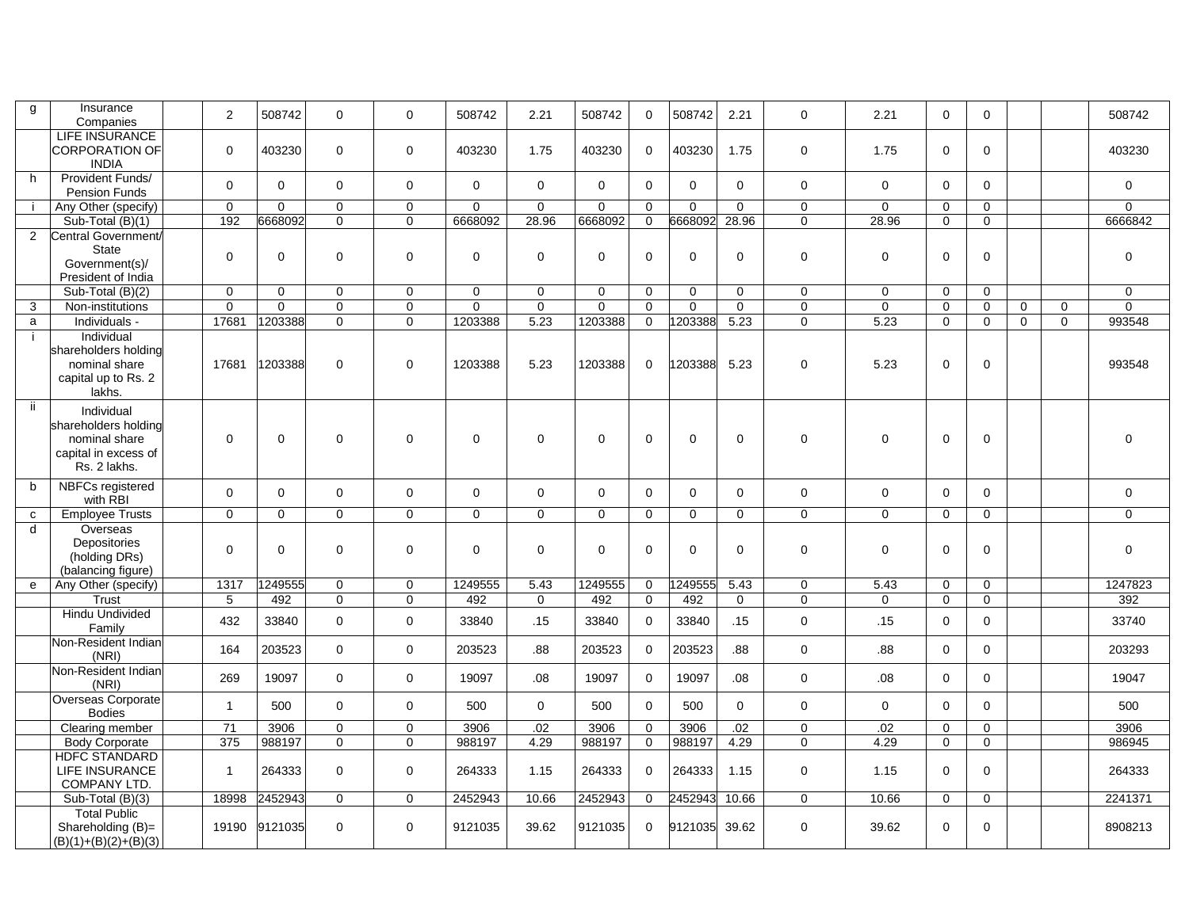| | | | | | | | | | | | | | | | | | | | |
|---|---|---|---|---|---|---|---|---|---|---|---|---|---|---|---|---|---|---|---|
| g | Insurance Companies | | 2 | 508742 | 0 | 0 | 508742 | 2.21 | 508742 | 0 | 508742 | 2.21 | 0 | 2.21 | 0 | 0 | | | 508742 |
| | LIFE INSURANCE CORPORATION OF INDIA | | 0 | 403230 | 0 | 0 | 403230 | 1.75 | 403230 | 0 | 403230 | 1.75 | 0 | 1.75 | 0 | 0 | | | 403230 |
| h | Provident Funds/ Pension Funds | | 0 | 0 | 0 | 0 | 0 | 0 | 0 | 0 | 0 | 0 | 0 | 0 | 0 | 0 | | | 0 |
| i | Any Other (specify) | | 0 | 0 | 0 | 0 | 0 | 0 | 0 | 0 | 0 | 0 | 0 | 0 | 0 | 0 | | | 0 |
| | Sub-Total (B)(1) | | 192 | 6668092 | 0 | 0 | 6668092 | 28.96 | 6668092 | 0 | 6668092 | 28.96 | 0 | 28.96 | 0 | 0 | | | 6666842 |
| 2 | Central Government/ State Government(s)/ President of India | | 0 | 0 | 0 | 0 | 0 | 0 | 0 | 0 | 0 | 0 | 0 | 0 | 0 | 0 | | | 0 |
| | Sub-Total (B)(2) | | 0 | 0 | 0 | 0 | 0 | 0 | 0 | 0 | 0 | 0 | 0 | 0 | 0 | 0 | | | 0 |
| 3 | Non-institutions | | 0 | 0 | 0 | 0 | 0 | 0 | 0 | 0 | 0 | 0 | 0 | 0 | 0 | 0 | 0 | 0 | 0 |
| a | Individuals - | | 17681 | 1203388 | 0 | 0 | 1203388 | 5.23 | 1203388 | 0 | 1203388 | 5.23 | 0 | 5.23 | 0 | 0 | 0 | 0 | 993548 |
| i | Individual shareholders holding nominal share capital up to Rs. 2 lakhs. | | 17681 | 1203388 | 0 | 0 | 1203388 | 5.23 | 1203388 | 0 | 1203388 | 5.23 | 0 | 5.23 | 0 | 0 | | | 993548 |
| ii | Individual shareholders holding nominal share capital in excess of Rs. 2 lakhs. | | 0 | 0 | 0 | 0 | 0 | 0 | 0 | 0 | 0 | 0 | 0 | 0 | 0 | 0 | | | 0 |
| b | NBFCs registered with RBI | | 0 | 0 | 0 | 0 | 0 | 0 | 0 | 0 | 0 | 0 | 0 | 0 | 0 | 0 | | | 0 |
| c | Employee Trusts | | 0 | 0 | 0 | 0 | 0 | 0 | 0 | 0 | 0 | 0 | 0 | 0 | 0 | 0 | | | 0 |
| d | Overseas Depositories (holding DRs) (balancing figure) | | 0 | 0 | 0 | 0 | 0 | 0 | 0 | 0 | 0 | 0 | 0 | 0 | 0 | 0 | | | 0 |
| e | Any Other (specify) | | 1317 | 1249555 | 0 | 0 | 1249555 | 5.43 | 1249555 | 0 | 1249555 | 5.43 | 0 | 5.43 | 0 | 0 | | | 1247823 |
| | Trust | | 5 | 492 | 0 | 0 | 492 | 0 | 492 | 0 | 492 | 0 | 0 | 0 | 0 | 0 | | | 392 |
| | Hindu Undivided Family | | 432 | 33840 | 0 | 0 | 33840 | .15 | 33840 | 0 | 33840 | .15 | 0 | .15 | 0 | 0 | | | 33740 |
| | Non-Resident Indian (NRI) | | 164 | 203523 | 0 | 0 | 203523 | .88 | 203523 | 0 | 203523 | .88 | 0 | .88 | 0 | 0 | | | 203293 |
| | Non-Resident Indian (NRI) | | 269 | 19097 | 0 | 0 | 19097 | .08 | 19097 | 0 | 19097 | .08 | 0 | .08 | 0 | 0 | | | 19047 |
| | Overseas Corporate Bodies | | 1 | 500 | 0 | 0 | 500 | 0 | 500 | 0 | 500 | 0 | 0 | 0 | 0 | 0 | | | 500 |
| | Clearing member | | 71 | 3906 | 0 | 0 | 3906 | .02 | 3906 | 0 | 3906 | .02 | 0 | .02 | 0 | 0 | | | 3906 |
| | Body Corporate | | 375 | 988197 | 0 | 0 | 988197 | 4.29 | 988197 | 0 | 988197 | 4.29 | 0 | 4.29 | 0 | 0 | | | 986945 |
| | HDFC STANDARD LIFE INSURANCE COMPANY LTD. | | 1 | 264333 | 0 | 0 | 264333 | 1.15 | 264333 | 0 | 264333 | 1.15 | 0 | 1.15 | 0 | 0 | | | 264333 |
| | Sub-Total (B)(3) | | 18998 | 2452943 | 0 | 0 | 2452943 | 10.66 | 2452943 | 0 | 2452943 | 10.66 | 0 | 10.66 | 0 | 0 | | | 2241371 |
| | Total Public Shareholding (B)= (B)(1)+(B)(2)+(B)(3) | | 19190 | 9121035 | 0 | 0 | 9121035 | 39.62 | 9121035 | 0 | 9121035 | 39.62 | 0 | 39.62 | 0 | 0 | | | 8908213 |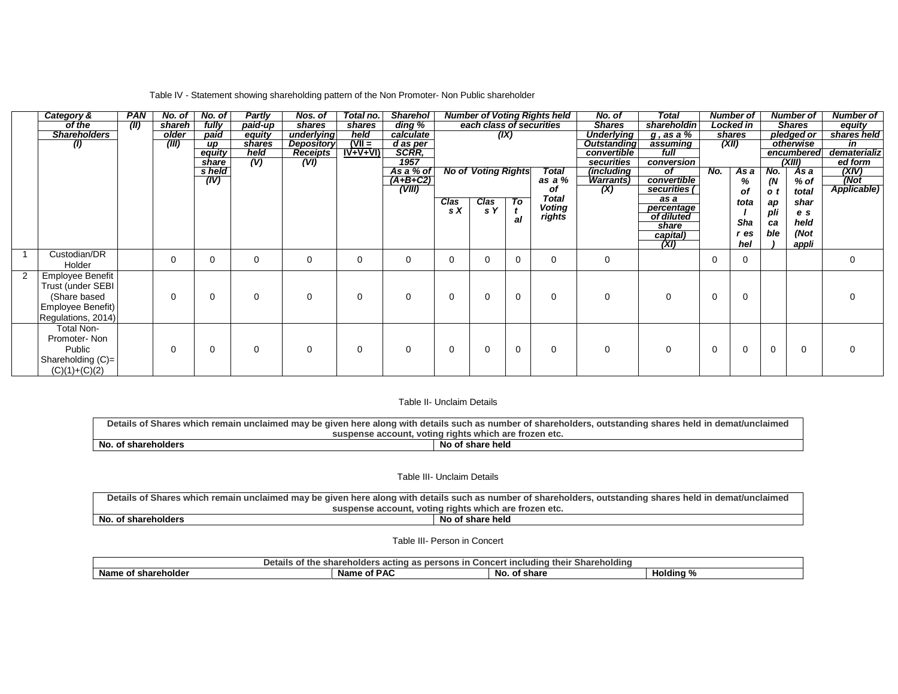Table IV - Statement showing shareholding pattern of the Non Promoter- Non Public shareholder

| | Category & of the Shareholders (I) | PAN (II) | No. of shareholder (III) | No. of fully paid up equity shares held (IV) | Partly paid-up equity shares held (V) | Nos. of shares underlying Depository Receipts (VI) | Total no. shares held (VII = IV+V+VI) | Shareholding % calculated as per SCRR, 1957 As a % of (A+B+C2) (VIII) | Number of Voting Rights held each class of securities (IX) | | | | No. of Shares Underlying Outstanding convertible securities (including Warrants) (X) | Total shareholding , as a % assuming full conversion of convertible securities ( as a percentage of diluted share capital) (XI) | Number of Locked in shares (XII) | | Number of Shares pledged or otherwise encumbered (XIII) | | Number of equity shares held in dematerialized form (XIV) (Not Applicable) |
|---|---|---|---|---|---|---|---|---|---|---|---|---|---|---|---|---|---|---|---|
| | | | | | | | | | No of Voting Rights | | | Total as a % of Total Voting rights | | | No. | As a % of total Shares held | No. (Not applicable) | As a % of total shares held (Not appli | |
| | | | | | | | | | Class X | Class Y | Total | | | | | | | | |
| 1 | Custodian/DR Holder | | 0 | 0 | 0 | 0 | 0 | 0 | 0 | 0 | 0 | 0 | 0 | | 0 | 0 | | | 0 |
| 2 | Employee Benefit Trust (under SEBI (Share based Employee Benefit) Regulations, 2014) | | 0 | 0 | 0 | 0 | 0 | 0 | 0 | 0 | 0 | 0 | 0 | 0 | 0 | 0 | | | 0 |
| | Total Non-Promoter- Non Public Shareholding (C)= (C)(1)+(C)(2) | | 0 | 0 | 0 | 0 | 0 | 0 | 0 | 0 | 0 | 0 | 0 | 0 | 0 | 0 | 0 | 0 | 0 |

Table II- Unclaim Details

| Details of Shares which remain unclaimed may be given here along with details such as number of shareholders, outstanding shares held in demat/unclaimed suspense account, voting rights which are frozen etc. | |
|---|---|
| **No. of shareholders** | **No of share held** |

Table III- Unclaim Details

| Details of Shares which remain unclaimed may be given here along with details such as number of shareholders, outstanding shares held in demat/unclaimed suspense account, voting rights which are frozen etc. | |
|---|---|
| **No. of shareholders** | **No of share held** |

Table III- Person in Concert

| Details of the shareholders acting as persons in Concert including their Shareholding | | | |
|---|---|---|---|
| **Name of shareholder** | **Name of PAC** | **No. of share** | **Holding %** |